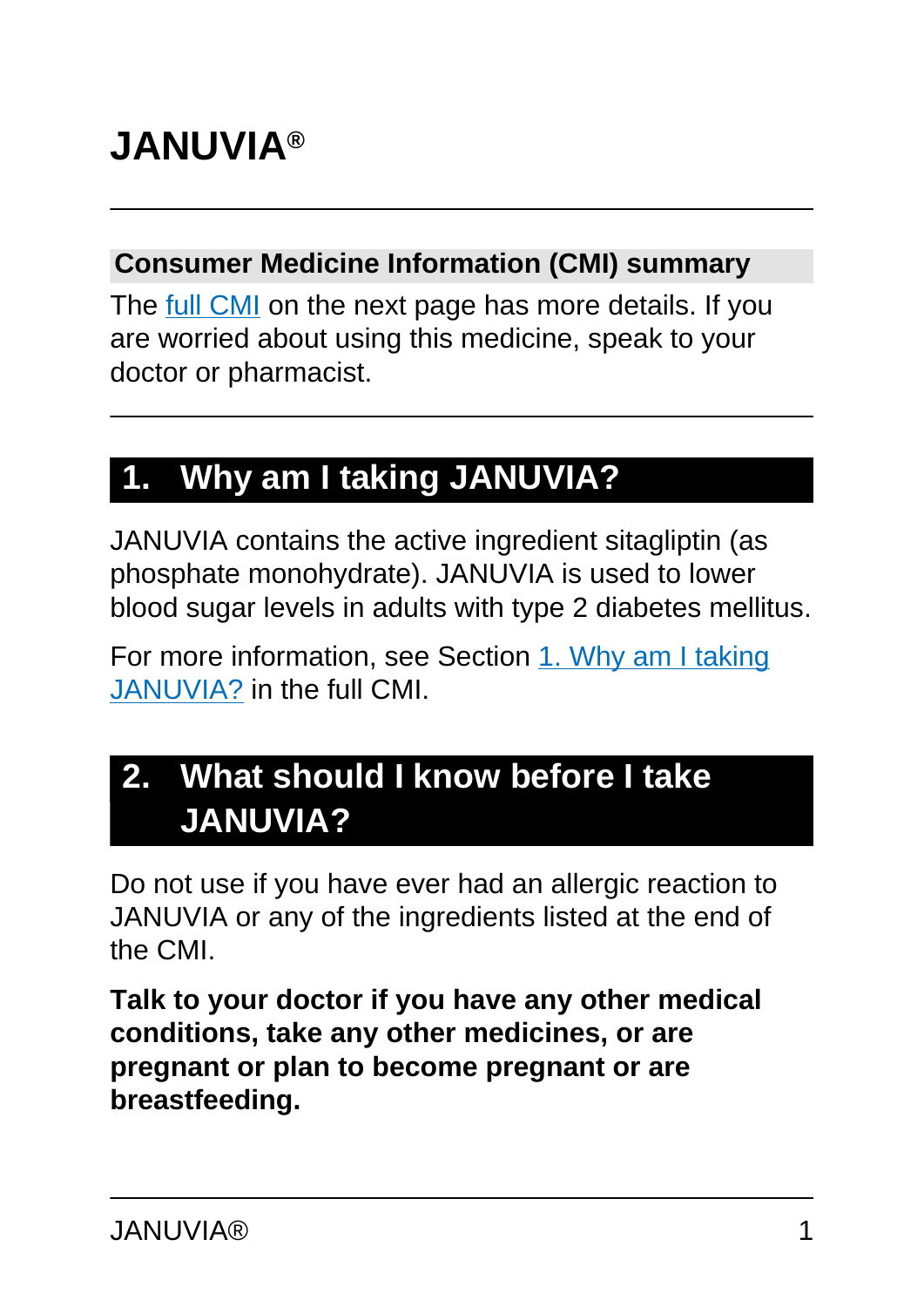# JANUVIA®

## Consumer Medicine Information (CMI) summary

The full CMI on the next page has more details. If you are worried about using this medicine, speak to your doctor or pharmacist.

## 1. Why am I taking JANUVIA?

JANUVIA contains the active ingredient sitagliptin (as phosphate monohydrate). JANUVIA is used to lower blood sugar levels in adults with type 2 diabetes mellitus.

For more information, see Section 1. Why am I taking JANUVIA? in the full CMI.

## 2. What should I know before I take JANUVIA?

Do not use if you have ever had an allergic reaction to JANUVIA or any of the ingredients listed at the end of the CMI.

**Talk to your doctor if you have any other medical conditions, take any other medicines, or are pregnant or plan to become pregnant or are breastfeeding.**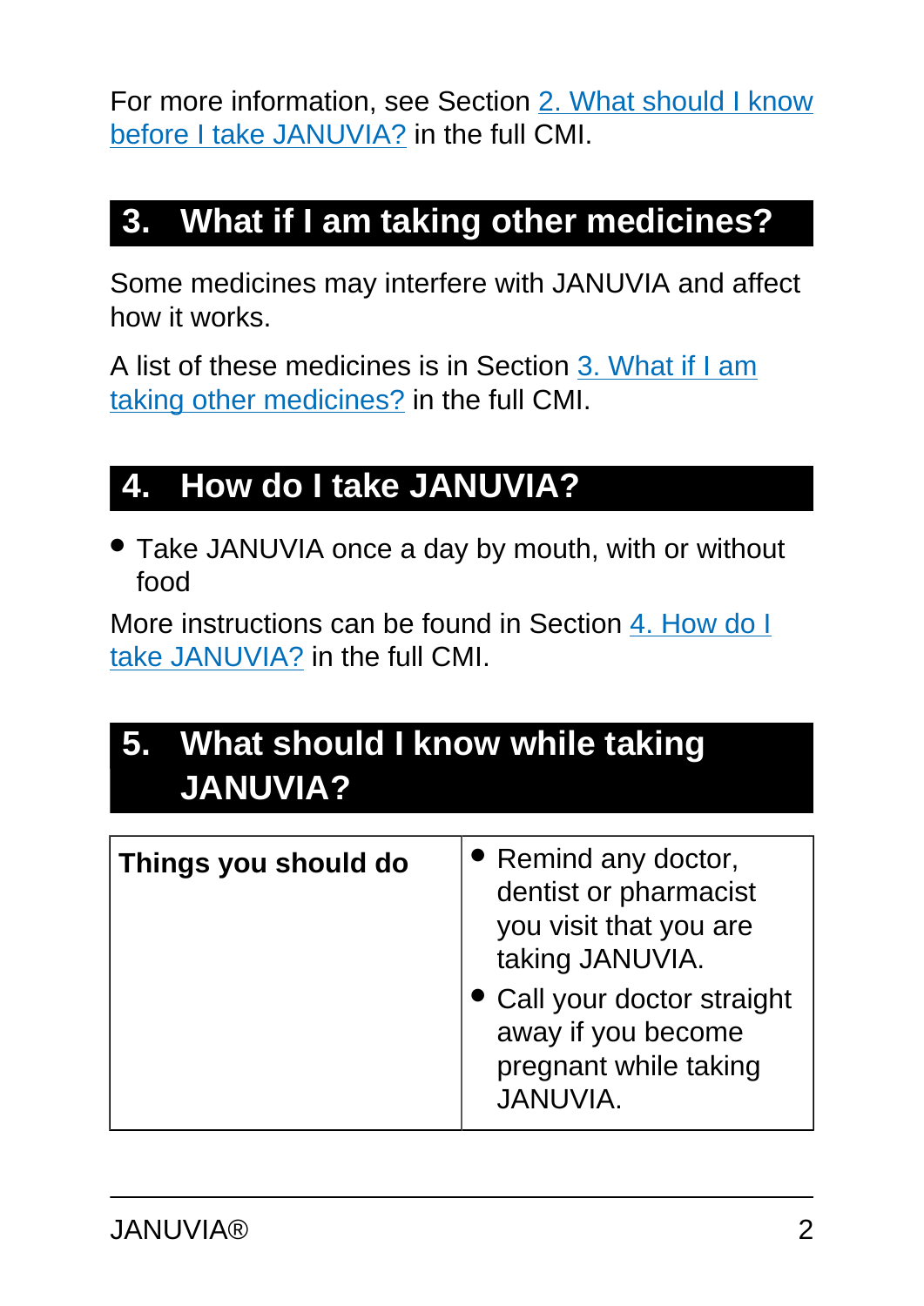For more information, see Section 2. What should I know before I take JANUVIA? in the full CMI.

## 3. What if I am taking other medicines?

Some medicines may interfere with JANUVIA and affect how it works.

A list of these medicines is in Section 3. What if I am taking other medicines? in the full CMI.

## 4. How do I take JANUVIA?

- Take JANUVIA once a day by mouth, with or without food

More instructions can be found in Section 4. How do I take JANUVIA? in the full CMI.

## 5. What should I know while taking JANUVIA?

| | |
|---|---|
| **Things you should do** | • Remind any doctor, dentist or pharmacist you visit that you are taking JANUVIA.<br>• Call your doctor straight away if you become pregnant while taking JANUVIA. |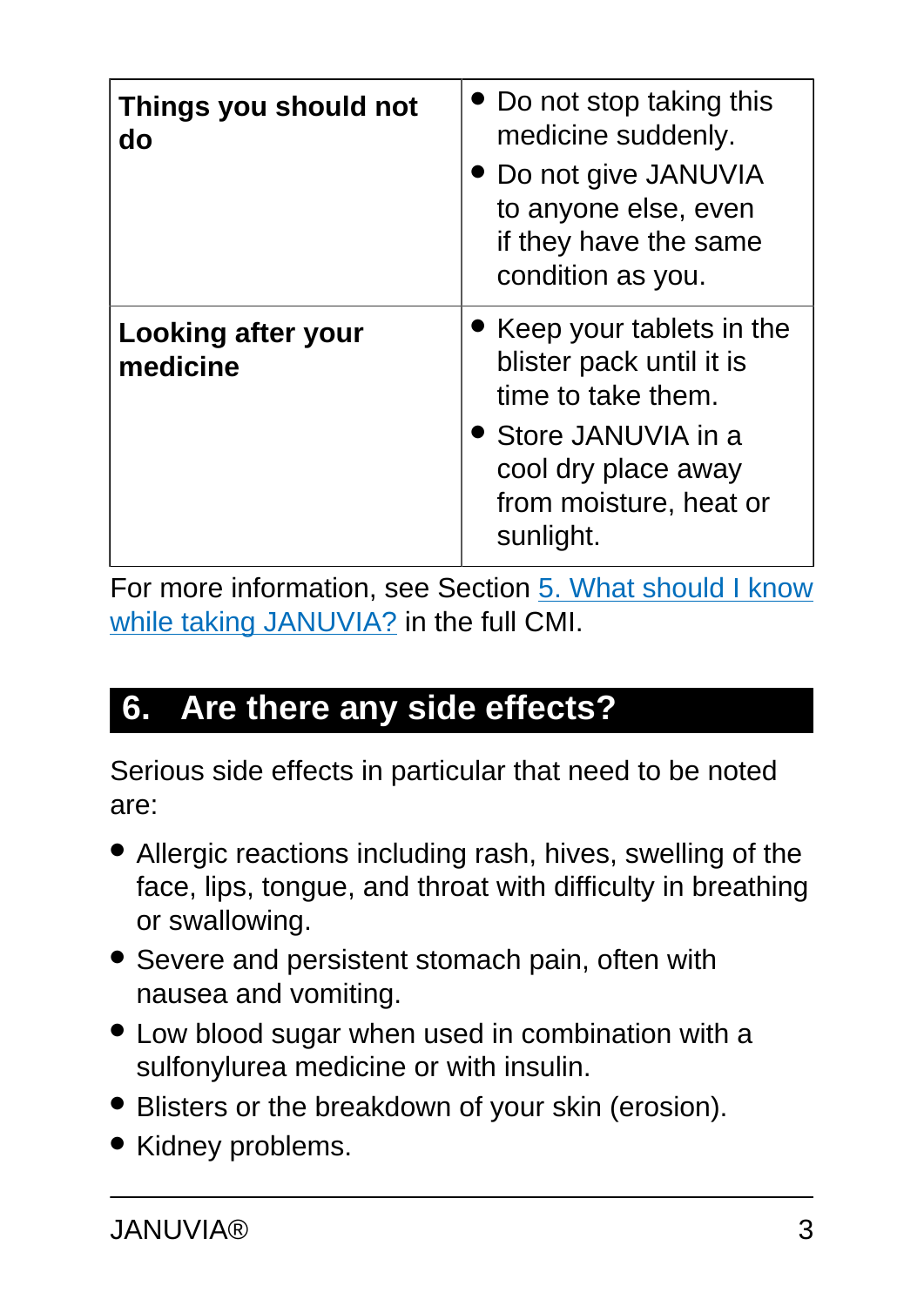| | |
|---|---|
| **Things you should not do** | • Do not stop taking this medicine suddenly.<br>• Do not give JANUVIA to anyone else, even if they have the same condition as you. |
| **Looking after your medicine** | • Keep your tablets in the blister pack until it is time to take them.<br>• Store JANUVIA in a cool dry place away from moisture, heat or sunlight. |

For more information, see Section 5. What should I know while taking JANUVIA? in the full CMI.

## 6. Are there any side effects?

Serious side effects in particular that need to be noted are:

- Allergic reactions including rash, hives, swelling of the face, lips, tongue, and throat with difficulty in breathing or swallowing.
- Severe and persistent stomach pain, often with nausea and vomiting.
- Low blood sugar when used in combination with a sulfonylurea medicine or with insulin.
- Blisters or the breakdown of your skin (erosion).
- Kidney problems.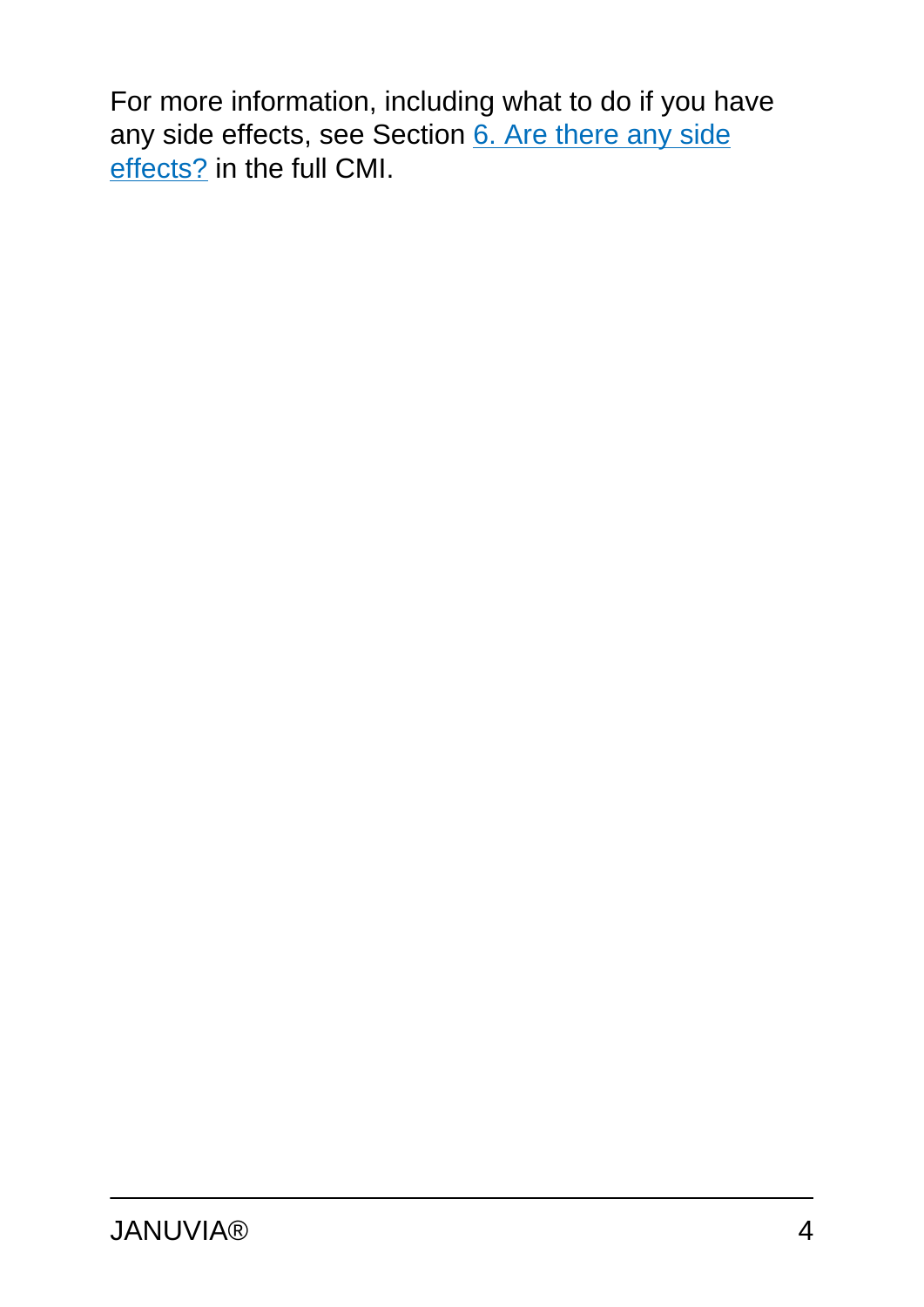For more information, including what to do if you have any side effects, see Section [6. Are there any side effects?] in the full CMI.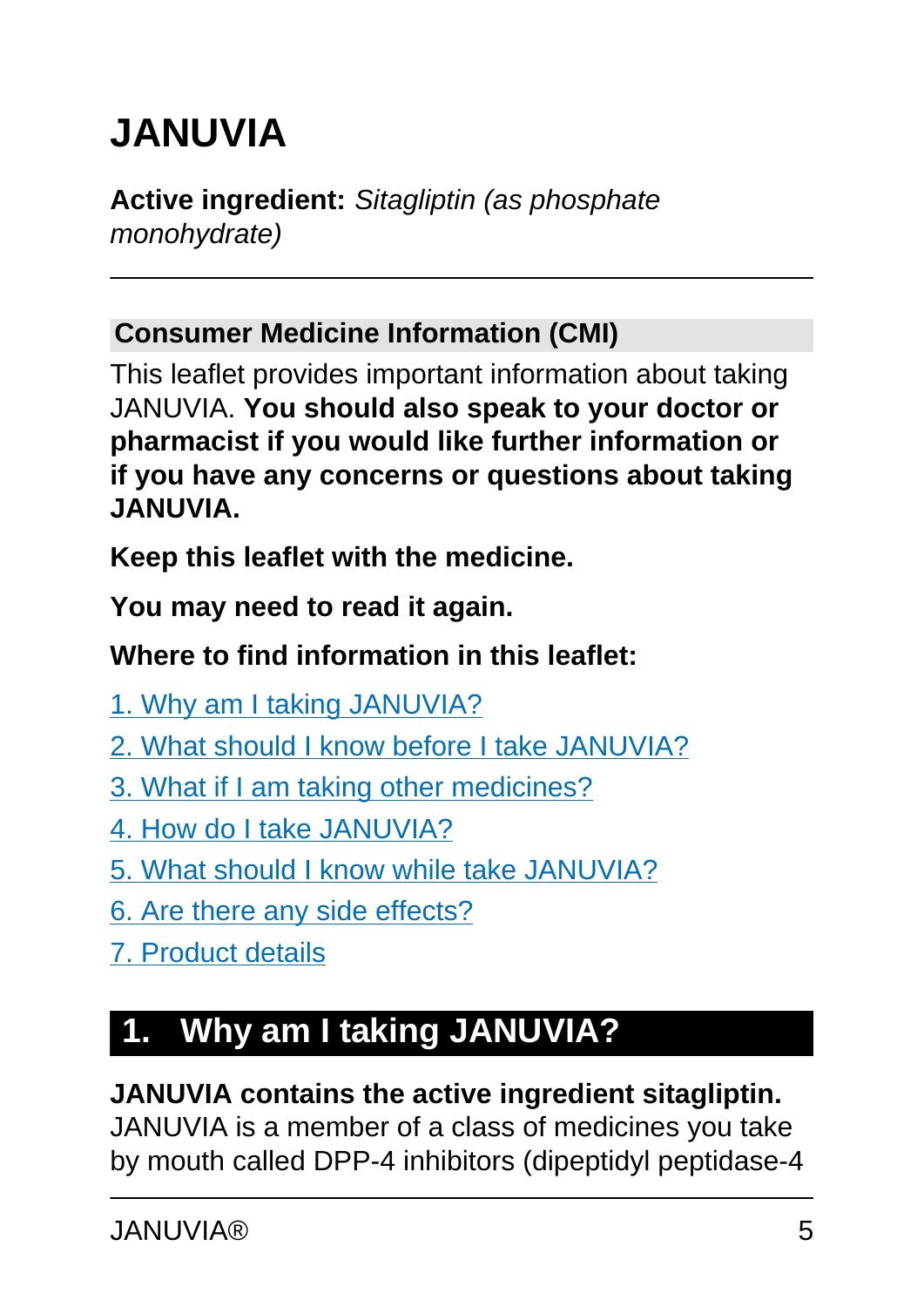# JANUVIA

**Active ingredient:** *Sitagliptin (as phosphate monohydrate)*

---

## Consumer Medicine Information (CMI)

This leaflet provides important information about taking JANUVIA. **You should also speak to your doctor or pharmacist if you would like further information or if you have any concerns or questions about taking JANUVIA.**

**Keep this leaflet with the medicine.**

**You may need to read it again.**

**Where to find information in this leaflet:**

1. Why am I taking JANUVIA?
2. What should I know before I take JANUVIA?
3. What if I am taking other medicines?
4. How do I take JANUVIA?
5. What should I know while take JANUVIA?
6. Are there any side effects?
7. Product details

## 1. Why am I taking JANUVIA?

**JANUVIA contains the active ingredient sitagliptin.** JANUVIA is a member of a class of medicines you take by mouth called DPP-4 inhibitors (dipeptidyl peptidase-4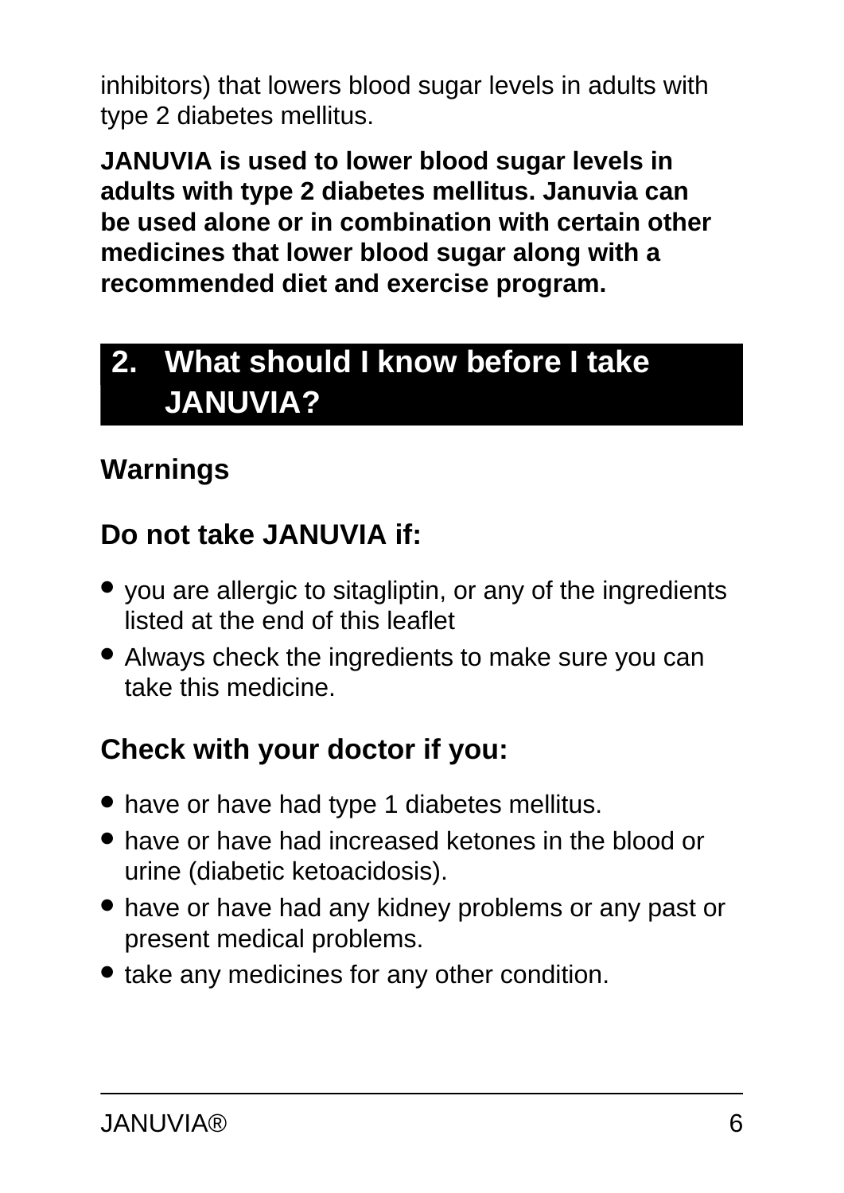inhibitors) that lowers blood sugar levels in adults with type 2 diabetes mellitus.

**JANUVIA is used to lower blood sugar levels in adults with type 2 diabetes mellitus. Januvia can be used alone or in combination with certain other medicines that lower blood sugar along with a recommended diet and exercise program.**

## 2. What should I know before I take JANUVIA?

### Warnings

### Do not take JANUVIA if:

- you are allergic to sitagliptin, or any of the ingredients listed at the end of this leaflet
- Always check the ingredients to make sure you can take this medicine.

### Check with your doctor if you:

- have or have had type 1 diabetes mellitus.
- have or have had increased ketones in the blood or urine (diabetic ketoacidosis).
- have or have had any kidney problems or any past or present medical problems.
- take any medicines for any other condition.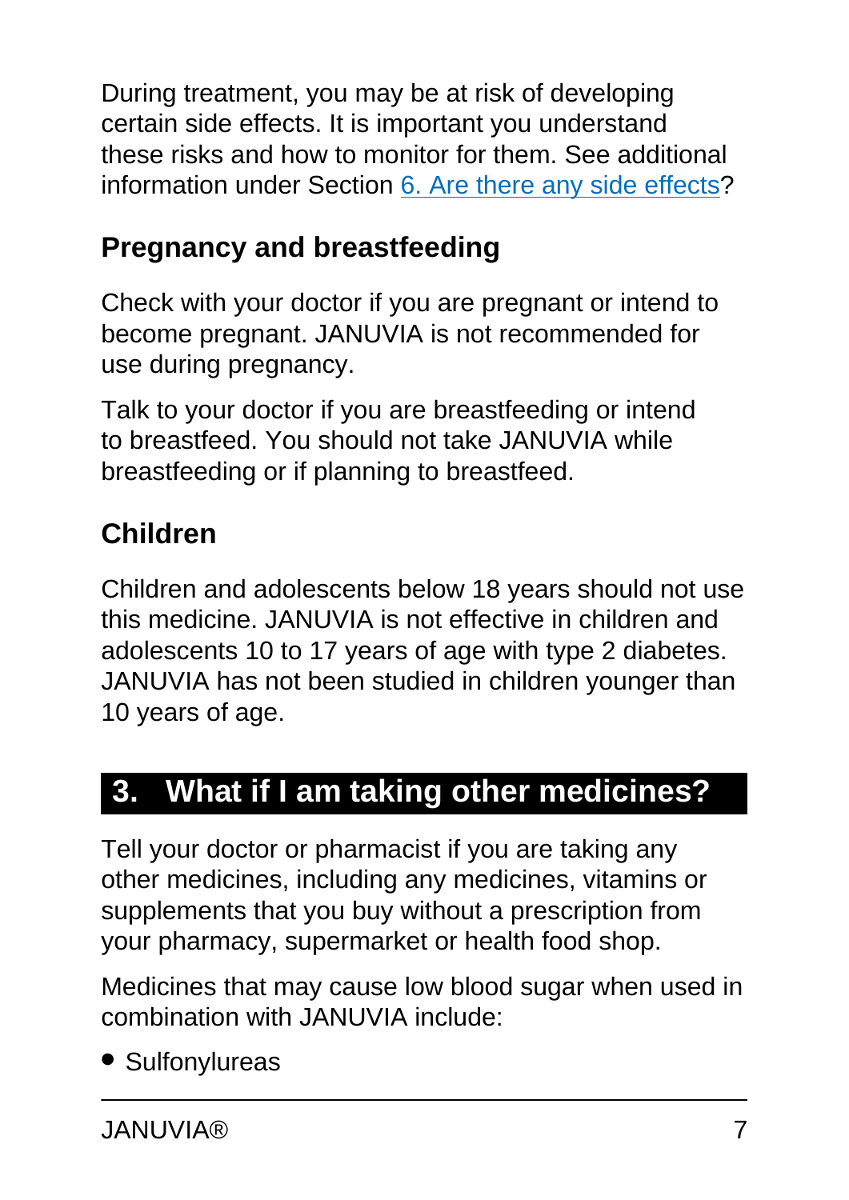During treatment, you may be at risk of developing certain side effects. It is important you understand these risks and how to monitor for them. See additional information under Section 6. Are there any side effects?

### Pregnancy and breastfeeding

Check with your doctor if you are pregnant or intend to become pregnant. JANUVIA is not recommended for use during pregnancy.

Talk to your doctor if you are breastfeeding or intend to breastfeed. You should not take JANUVIA while breastfeeding or if planning to breastfeed.

### Children

Children and adolescents below 18 years should not use this medicine. JANUVIA is not effective in children and adolescents 10 to 17 years of age with type 2 diabetes. JANUVIA has not been studied in children younger than 10 years of age.

## 3. What if I am taking other medicines?

Tell your doctor or pharmacist if you are taking any other medicines, including any medicines, vitamins or supplements that you buy without a prescription from your pharmacy, supermarket or health food shop.

Medicines that may cause low blood sugar when used in combination with JANUVIA include:

- Sulfonylureas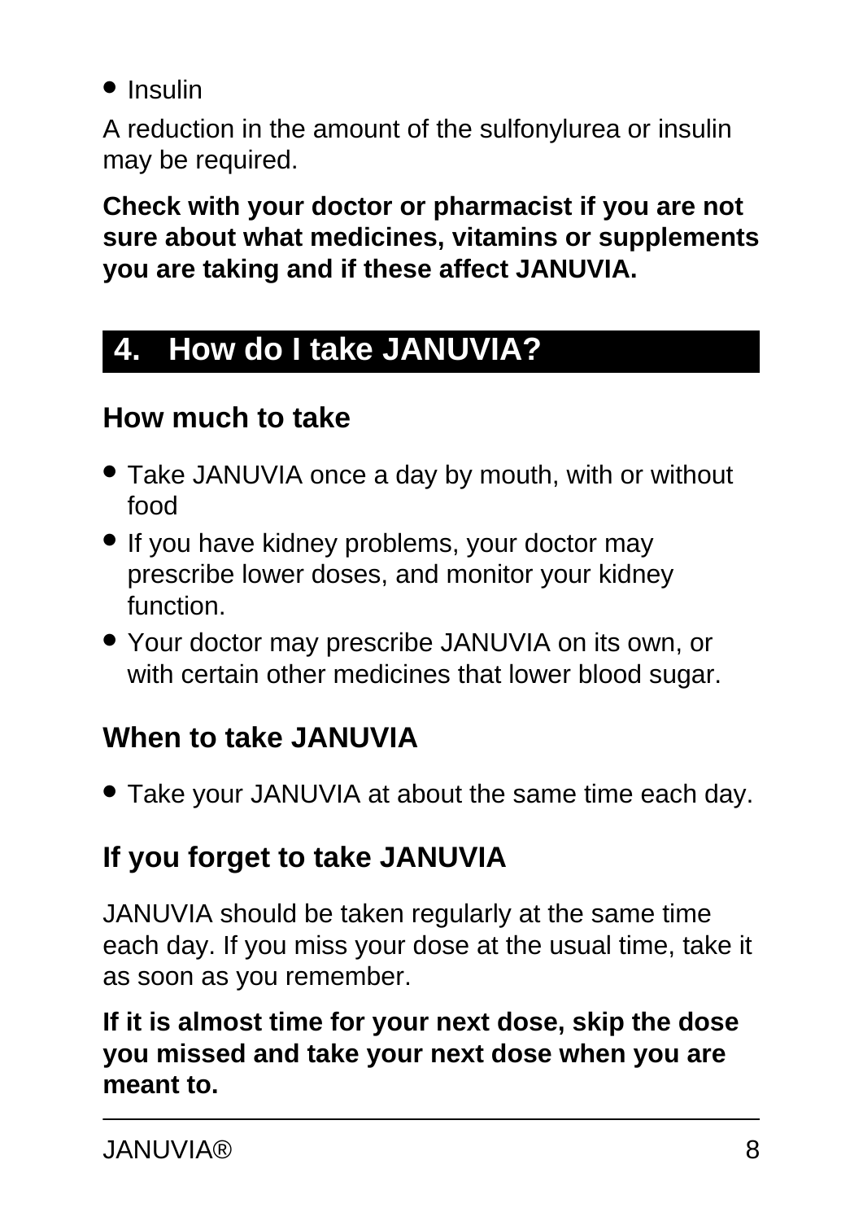- Insulin

A reduction in the amount of the sulfonylurea or insulin may be required.

**Check with your doctor or pharmacist if you are not sure about what medicines, vitamins or supplements you are taking and if these affect JANUVIA.**

## 4. How do I take JANUVIA?

### How much to take

- Take JANUVIA once a day by mouth, with or without food
- If you have kidney problems, your doctor may prescribe lower doses, and monitor your kidney function.
- Your doctor may prescribe JANUVIA on its own, or with certain other medicines that lower blood sugar.

### When to take JANUVIA

- Take your JANUVIA at about the same time each day.

### If you forget to take JANUVIA

JANUVIA should be taken regularly at the same time each day. If you miss your dose at the usual time, take it as soon as you remember.

**If it is almost time for your next dose, skip the dose you missed and take your next dose when you are meant to.**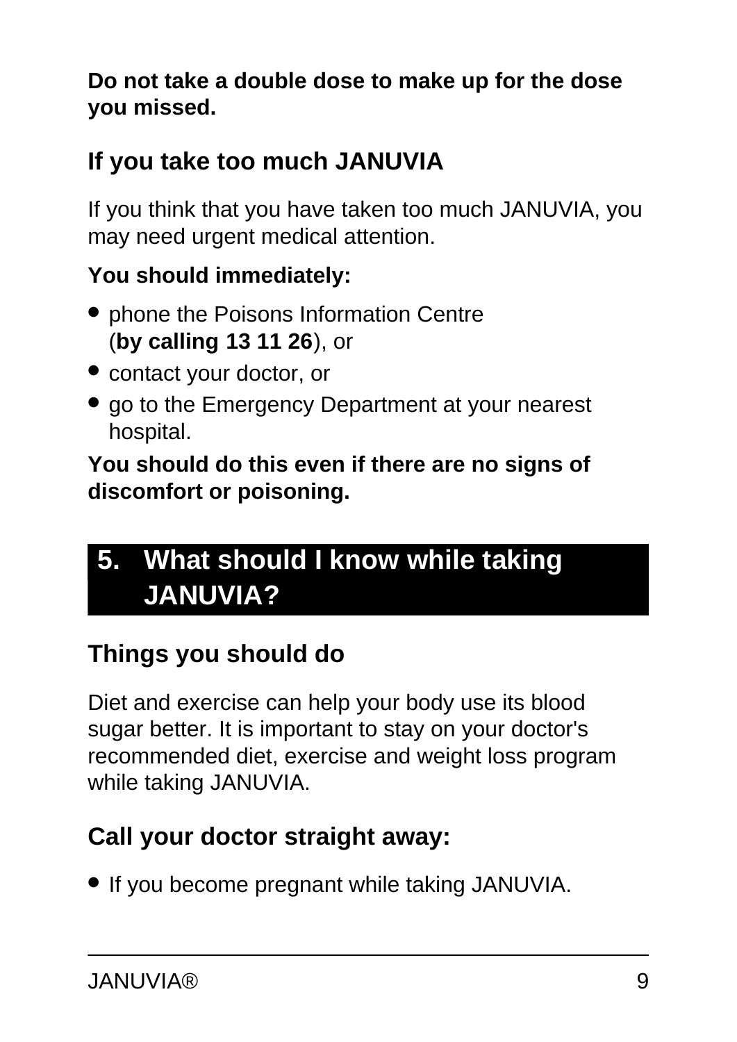**Do not take a double dose to make up for the dose you missed.**

### If you take too much JANUVIA

If you think that you have taken too much JANUVIA, you may need urgent medical attention.

**You should immediately:**

- phone the Poisons Information Centre (**by calling 13 11 26**), or
- contact your doctor, or
- go to the Emergency Department at your nearest hospital.

**You should do this even if there are no signs of discomfort or poisoning.**

## 5. What should I know while taking JANUVIA?

### Things you should do

Diet and exercise can help your body use its blood sugar better. It is important to stay on your doctor's recommended diet, exercise and weight loss program while taking JANUVIA.

### Call your doctor straight away:

- If you become pregnant while taking JANUVIA.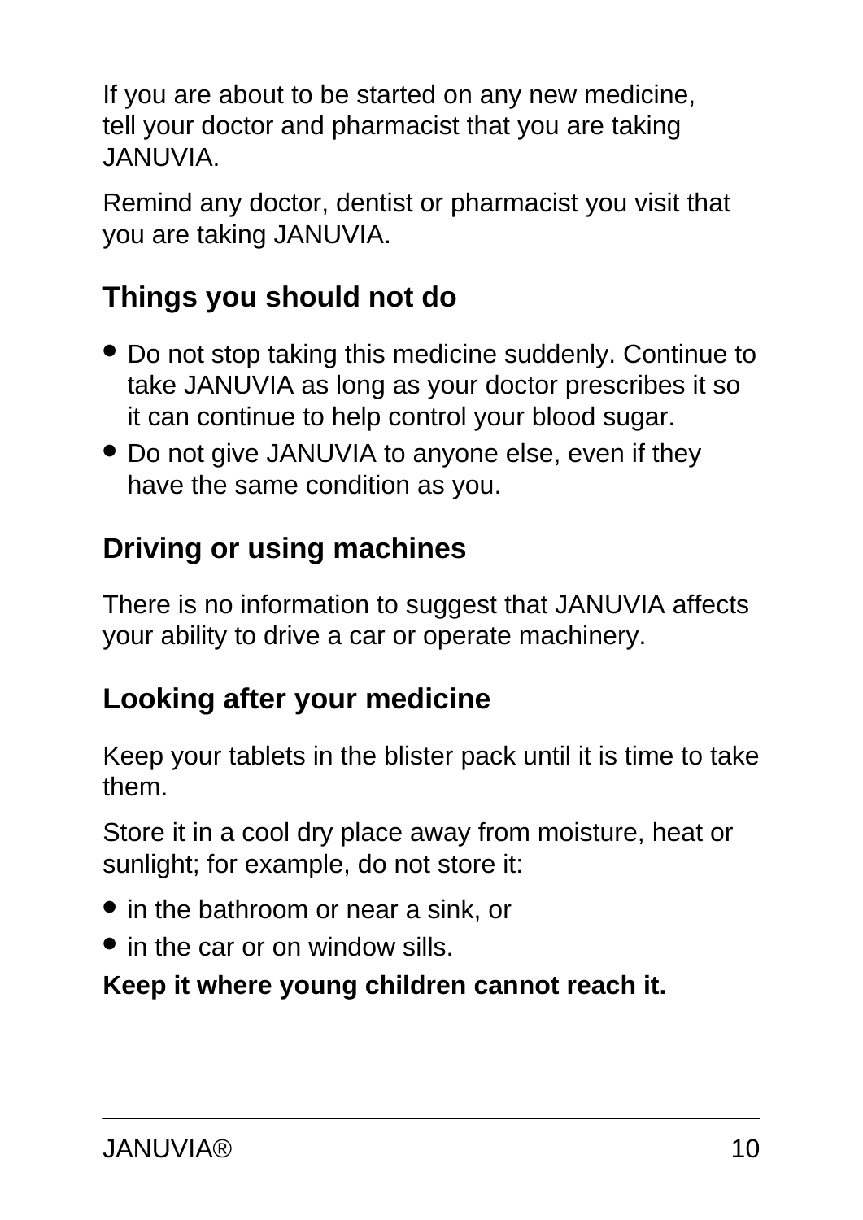If you are about to be started on any new medicine, tell your doctor and pharmacist that you are taking JANUVIA.

Remind any doctor, dentist or pharmacist you visit that you are taking JANUVIA.

### Things you should not do

- Do not stop taking this medicine suddenly. Continue to take JANUVIA as long as your doctor prescribes it so it can continue to help control your blood sugar.
- Do not give JANUVIA to anyone else, even if they have the same condition as you.

### Driving or using machines

There is no information to suggest that JANUVIA affects your ability to drive a car or operate machinery.

### Looking after your medicine

Keep your tablets in the blister pack until it is time to take them.

Store it in a cool dry place away from moisture, heat or sunlight; for example, do not store it:

- in the bathroom or near a sink, or
- in the car or on window sills.

**Keep it where young children cannot reach it.**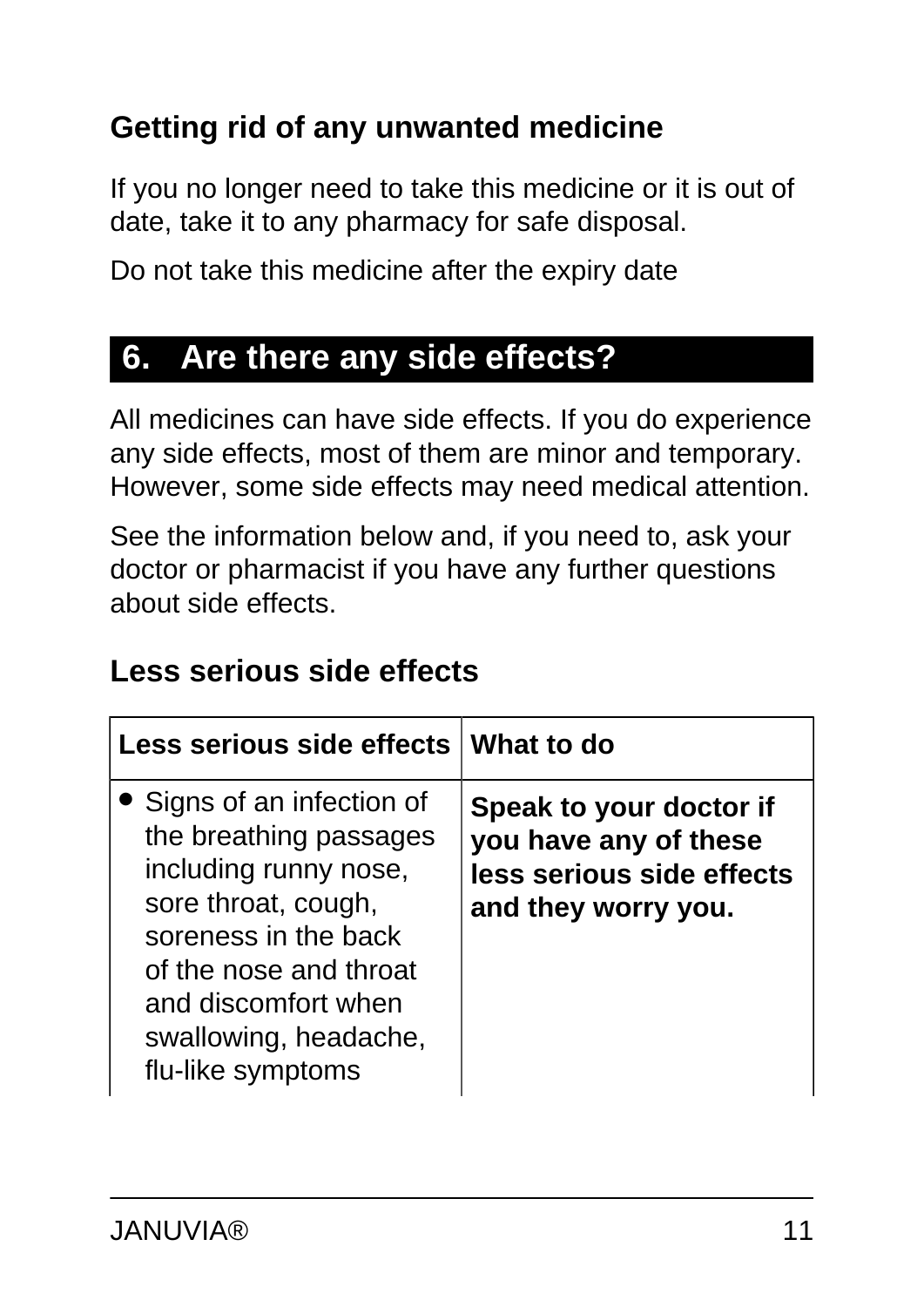### Getting rid of any unwanted medicine

If you no longer need to take this medicine or it is out of date, take it to any pharmacy for safe disposal.

Do not take this medicine after the expiry date

## 6. Are there any side effects?

All medicines can have side effects. If you do experience any side effects, most of them are minor and temporary. However, some side effects may need medical attention.

See the information below and, if you need to, ask your doctor or pharmacist if you have any further questions about side effects.

### Less serious side effects

| Less serious side effects | What to do |
|---|---|
| • Signs of an infection of the breathing passages including runny nose, sore throat, cough, soreness in the back of the nose and throat and discomfort when swallowing, headache, flu-like symptoms | **Speak to your doctor if you have any of these less serious side effects and they worry you.** |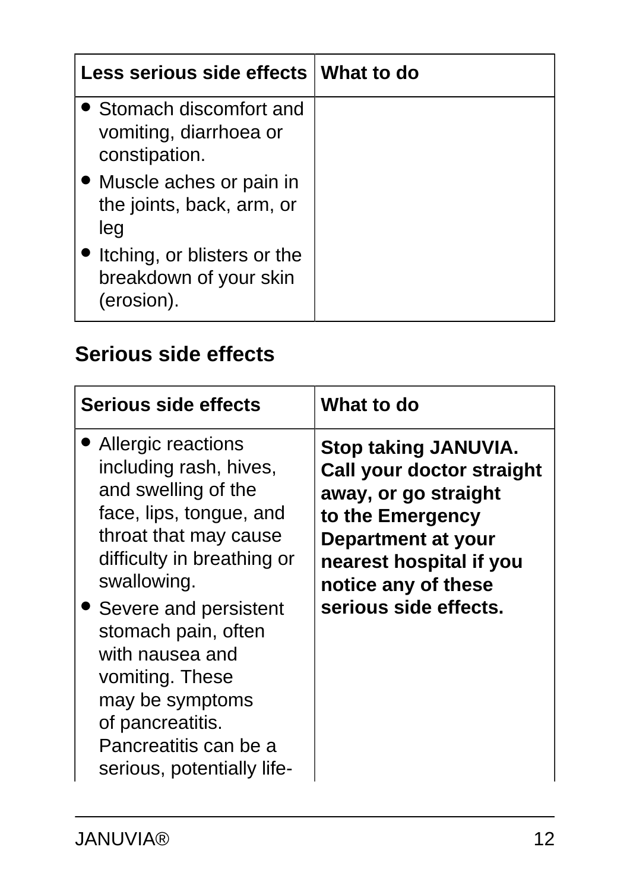| Less serious side effects | What to do |
| --- | --- |
| • Stomach discomfort and vomiting, diarrhoea or constipation.<br>• Muscle aches or pain in the joints, back, arm, or leg<br>• Itching, or blisters or the breakdown of your skin (erosion). | |

## Serious side effects

| Serious side effects | What to do |
| --- | --- |
| • Allergic reactions including rash, hives, and swelling of the face, lips, tongue, and throat that may cause difficulty in breathing or swallowing.<br>• Severe and persistent stomach pain, often with nausea and vomiting. These may be symptoms of pancreatitis. Pancreatitis can be a serious, potentially life- | **Stop taking JANUVIA. Call your doctor straight away, or go straight to the Emergency Department at your nearest hospital if you notice any of these serious side effects.** |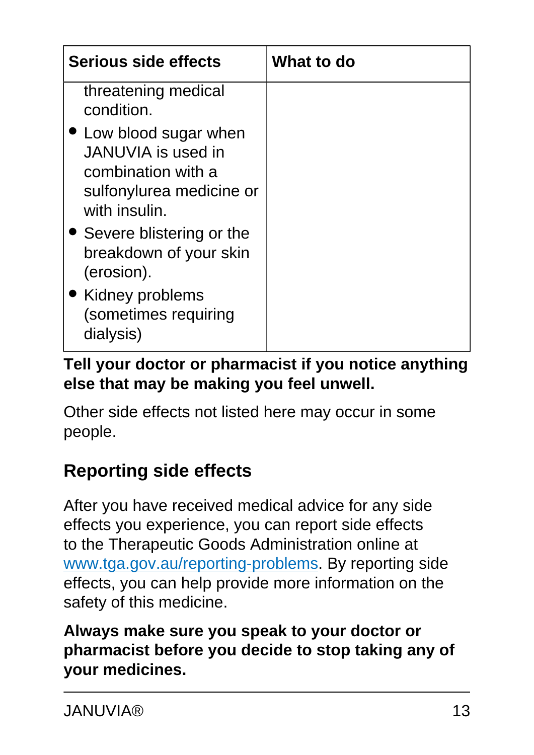| Serious side effects | What to do |
|---|---|
| threatening medical condition.<br>• Low blood sugar when JANUVIA is used in combination with a sulfonylurea medicine or with insulin.<br>• Severe blistering or the breakdown of your skin (erosion).<br>• Kidney problems (sometimes requiring dialysis) | |

**Tell your doctor or pharmacist if you notice anything else that may be making you feel unwell.**

Other side effects not listed here may occur in some people.

## Reporting side effects

After you have received medical advice for any side effects you experience, you can report side effects to the Therapeutic Goods Administration online at www.tga.gov.au/reporting-problems. By reporting side effects, you can help provide more information on the safety of this medicine.

**Always make sure you speak to your doctor or pharmacist before you decide to stop taking any of your medicines.**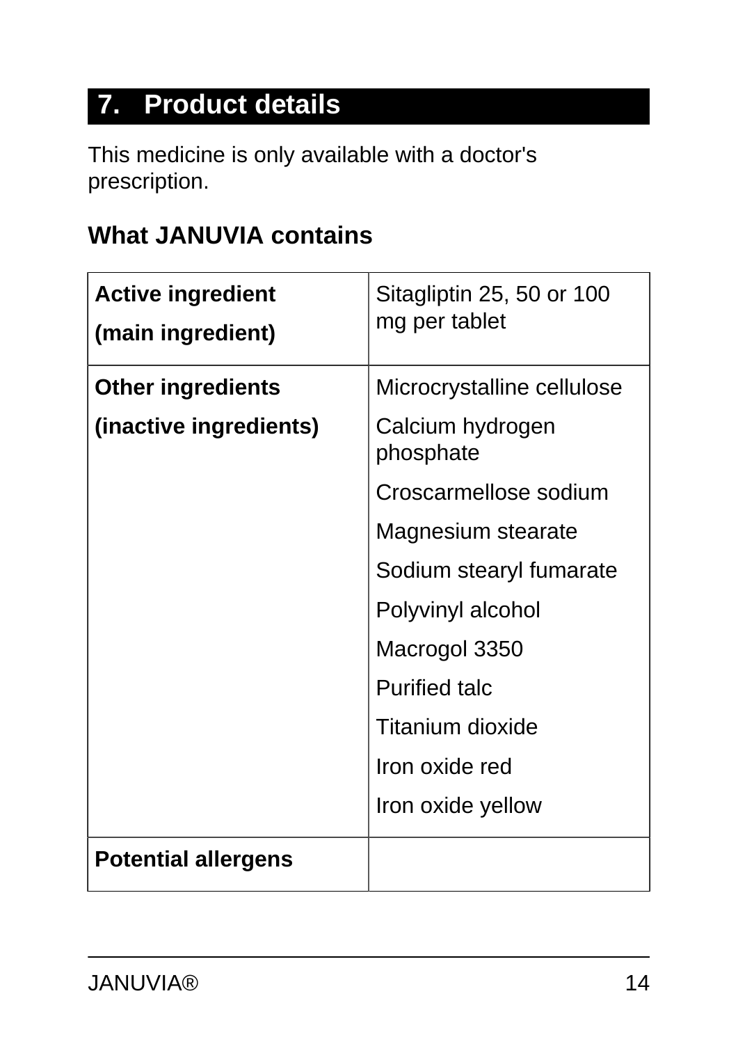## 7. Product details

This medicine is only available with a doctor's prescription.

### What JANUVIA contains

| | |
|---|---|
| **Active ingredient**<br>**(main ingredient)** | Sitagliptin 25, 50 or 100 mg per tablet |
| **Other ingredients**<br>**(inactive ingredients)** | Microcrystalline cellulose<br>Calcium hydrogen phosphate<br>Croscarmellose sodium<br>Magnesium stearate<br>Sodium stearyl fumarate<br>Polyvinyl alcohol<br>Macrogol 3350<br>Purified talc<br>Titanium dioxide<br>Iron oxide red<br>Iron oxide yellow |
| **Potential allergens** | |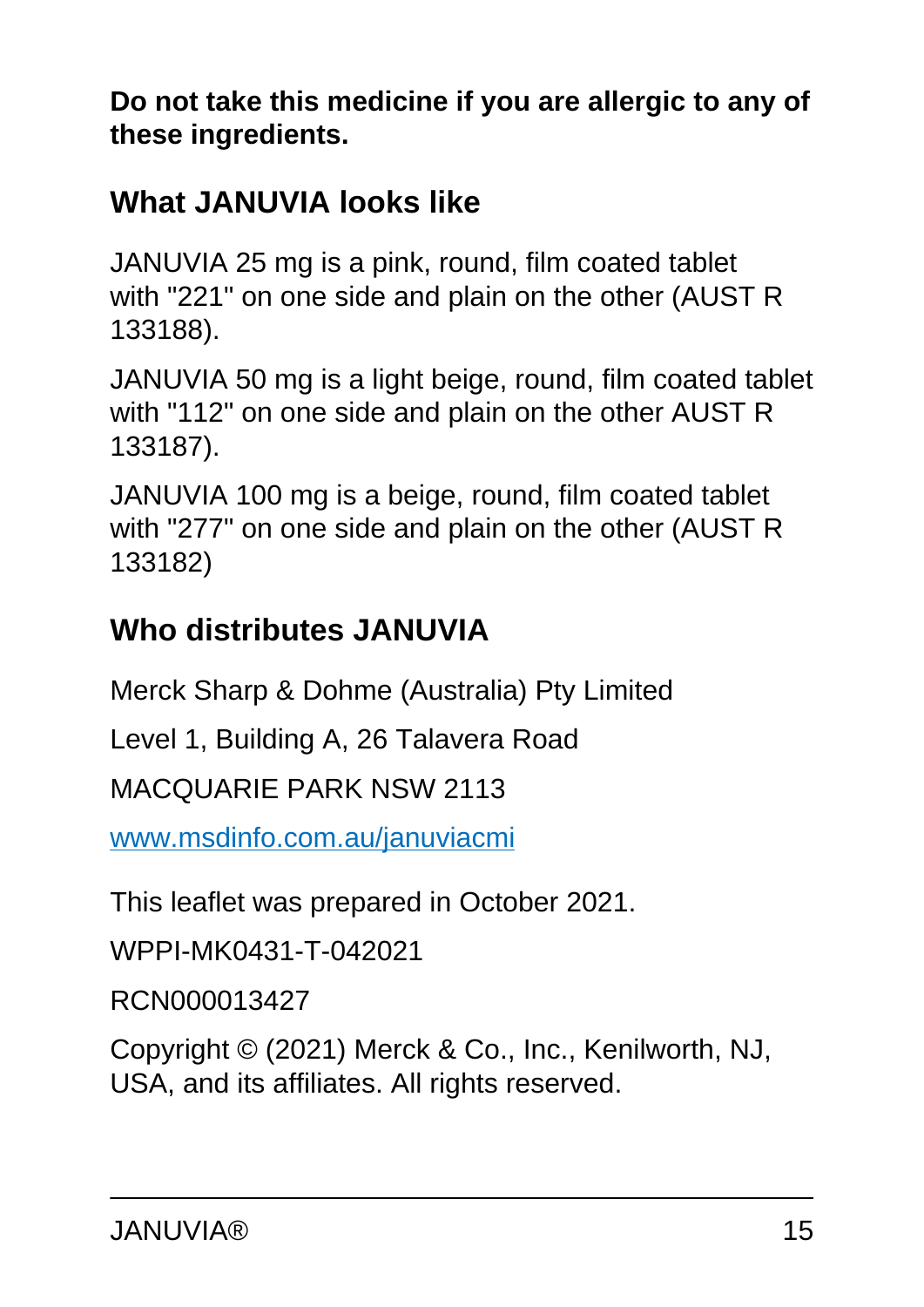**Do not take this medicine if you are allergic to any of these ingredients.**

## What JANUVIA looks like

JANUVIA 25 mg is a pink, round, film coated tablet with "221" on one side and plain on the other (AUST R 133188).

JANUVIA 50 mg is a light beige, round, film coated tablet with "112" on one side and plain on the other AUST R 133187).

JANUVIA 100 mg is a beige, round, film coated tablet with "277" on one side and plain on the other (AUST R 133182)

## Who distributes JANUVIA

Merck Sharp & Dohme (Australia) Pty Limited

Level 1, Building A, 26 Talavera Road

MACQUARIE PARK NSW 2113

www.msdinfo.com.au/januviacmi

This leaflet was prepared in October 2021.

WPPI-MK0431-T-042021

RCN000013427

Copyright © (2021) Merck & Co., Inc., Kenilworth, NJ, USA, and its affiliates. All rights reserved.